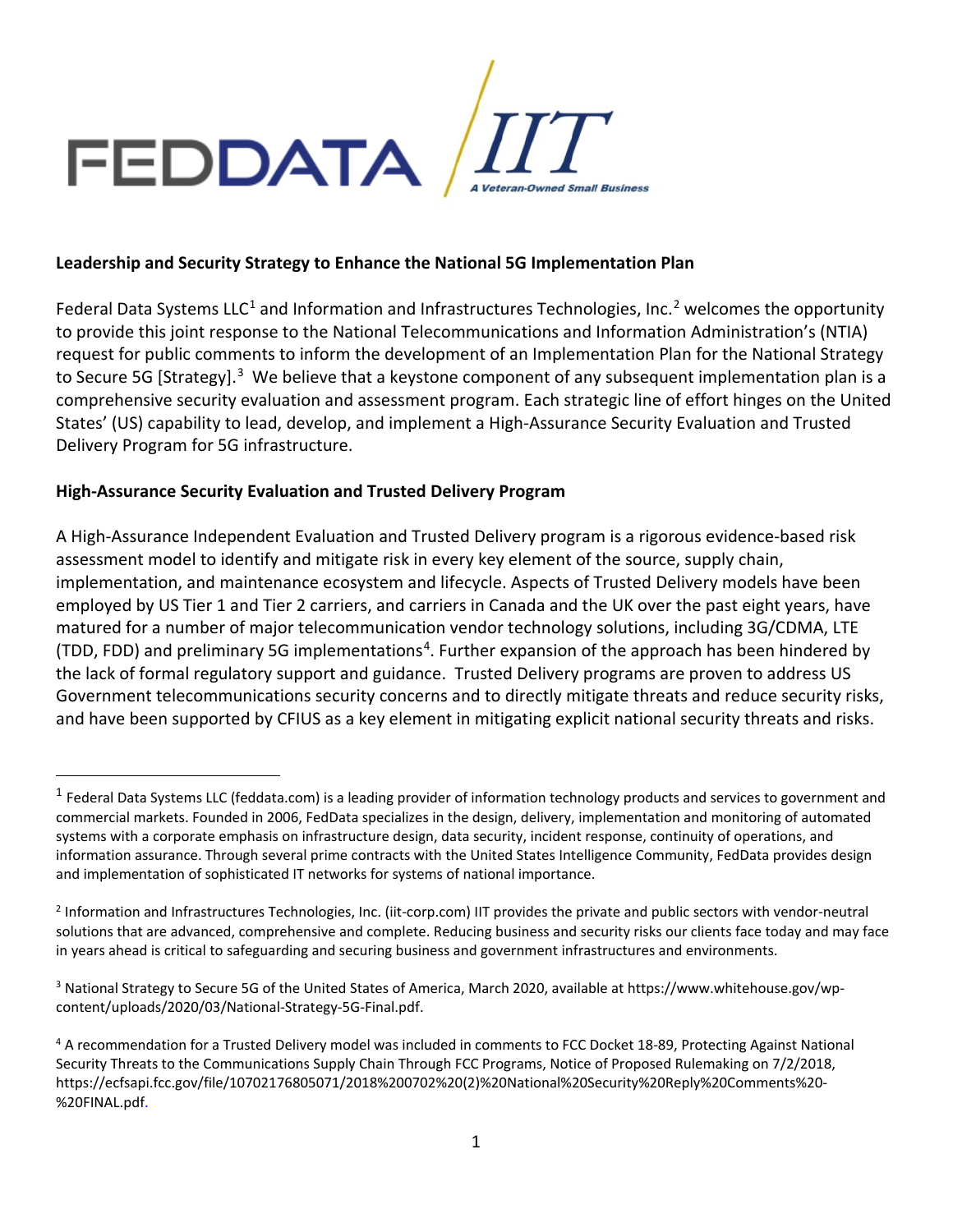FEDDATA / IIT

A Veteran-Owned Small Business

**Leadership and Security Strategy to Enhance the National 5G Implementation Plan**

Federal Data Systems LLC[1] and Information and Infrastructures Technologies, Inc.[2] welcomes the opportunity to provide this joint response to the National Telecommunications and Information Administration's (NTIA) request for public comments to inform the development of an Implementation Plan for the National Strategy to Secure 5G [Strategy].[3] We believe that a keystone component of any subsequent implementation plan is a comprehensive security evaluation and assessment program. Each strategic line of effort hinges on the United States' (US) capability to lead, develop, and implement a High-Assurance Security Evaluation and Trusted Delivery Program for 5G infrastructure.

**High-Assurance Security Evaluation and Trusted Delivery Program**

A High-Assurance Independent Evaluation and Trusted Delivery program is a rigorous evidence-based risk assessment model to identify and mitigate risk in every key element of the source, supply chain, implementation, and maintenance ecosystem and lifecycle. Aspects of Trusted Delivery models have been employed by US Tier 1 and Tier 2 carriers, and carriers in Canada and the UK over the past eight years, have matured for a number of major telecommunication vendor technology solutions, including 3G/CDMA, LTE (TDD, FDD) and preliminary 5G implementations[4]. Further expansion of the approach has been hindered by the lack of formal regulatory support and guidance. Trusted Delivery programs are proven to address US Government telecommunications security concerns and to directly mitigate threats and reduce security risks, and have been supported by CFIUS as a key element in mitigating explicit national security threats and risks.

---

[1] Federal Data Systems LLC (feddata.com) is a leading provider of information technology products and services to government and commercial markets. Founded in 2006, FedData specializes in the design, delivery, implementation and monitoring of automated systems with a corporate emphasis on infrastructure design, data security, incident response, continuity of operations, and information assurance. Through several prime contracts with the United States Intelligence Community, FedData provides design and implementation of sophisticated IT networks for systems of national importance.

[2] Information and Infrastructures Technologies, Inc. (iit-corp.com) IIT provides the private and public sectors with vendor-neutral solutions that are advanced, comprehensive and complete. Reducing business and security risks our clients face today and may face in years ahead is critical to safeguarding and securing business and government infrastructures and environments.

[3] National Strategy to Secure 5G of the United States of America, March 2020, available at https://www.whitehouse.gov/wp-content/uploads/2020/03/National-Strategy-5G-Final.pdf.

[4] A recommendation for a Trusted Delivery model was included in comments to FCC Docket 18-89, Protecting Against National Security Threats to the Communications Supply Chain Through FCC Programs, Notice of Proposed Rulemaking on 7/2/2018, https://ecfsapi.fcc.gov/file/10702176805071/2018%200702%20(2)%20National%20Security%20Reply%20Comments%20-%20FINAL.pdf.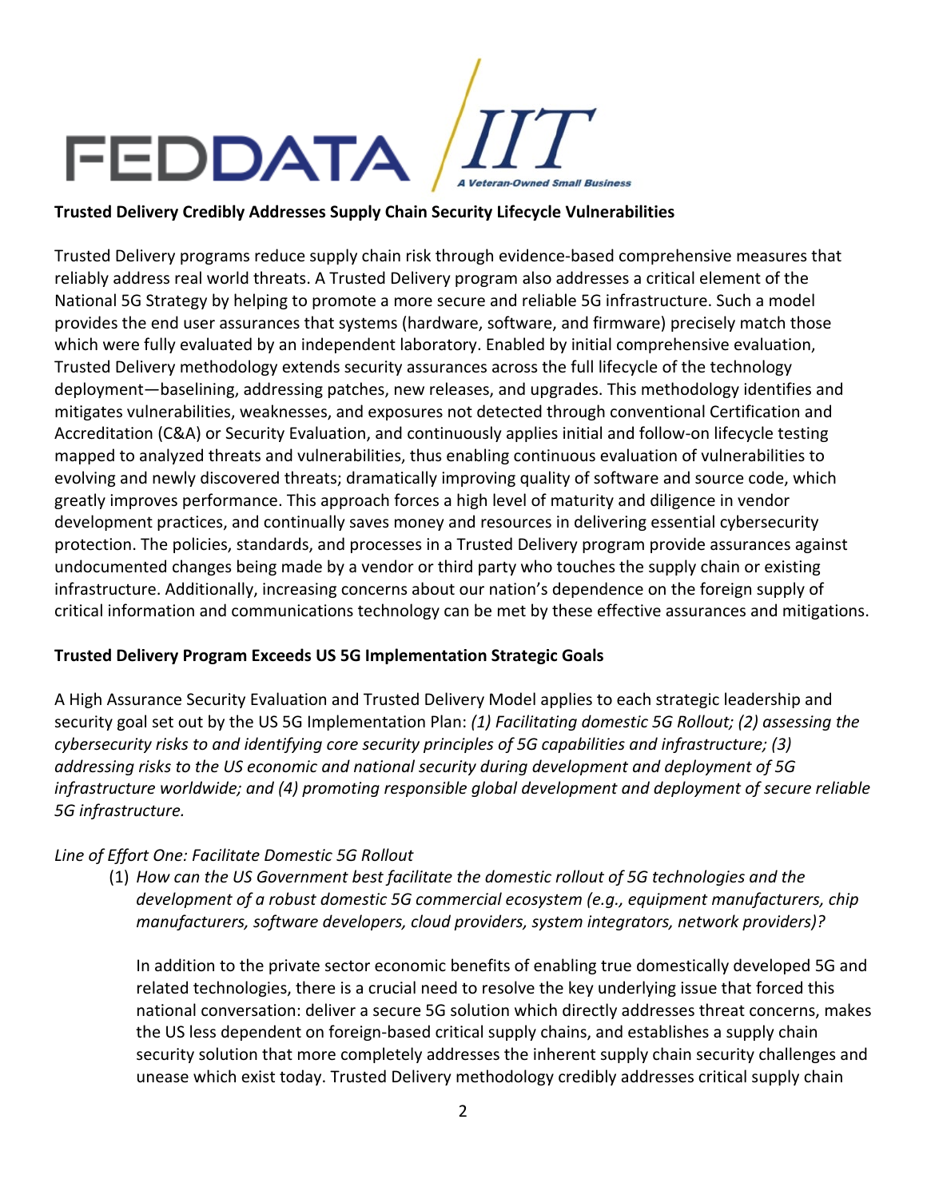FEDDATA IIT
A Veteran-Owned Small Business

**Trusted Delivery Credibly Addresses Supply Chain Security Lifecycle Vulnerabilities**

Trusted Delivery programs reduce supply chain risk through evidence-based comprehensive measures that reliably address real world threats. A Trusted Delivery program also addresses a critical element of the National 5G Strategy by helping to promote a more secure and reliable 5G infrastructure. Such a model provides the end user assurances that systems (hardware, software, and firmware) precisely match those which were fully evaluated by an independent laboratory. Enabled by initial comprehensive evaluation, Trusted Delivery methodology extends security assurances across the full lifecycle of the technology deployment—baselining, addressing patches, new releases, and upgrades. This methodology identifies and mitigates vulnerabilities, weaknesses, and exposures not detected through conventional Certification and Accreditation (C&A) or Security Evaluation, and continuously applies initial and follow-on lifecycle testing mapped to analyzed threats and vulnerabilities, thus enabling continuous evaluation of vulnerabilities to evolving and newly discovered threats; dramatically improving quality of software and source code, which greatly improves performance. This approach forces a high level of maturity and diligence in vendor development practices, and continually saves money and resources in delivering essential cybersecurity protection. The policies, standards, and processes in a Trusted Delivery program provide assurances against undocumented changes being made by a vendor or third party who touches the supply chain or existing infrastructure. Additionally, increasing concerns about our nation's dependence on the foreign supply of critical information and communications technology can be met by these effective assurances and mitigations.

**Trusted Delivery Program Exceeds US 5G Implementation Strategic Goals**

A High Assurance Security Evaluation and Trusted Delivery Model applies to each strategic leadership and security goal set out by the US 5G Implementation Plan: *(1) Facilitating domestic 5G Rollout; (2) assessing the cybersecurity risks to and identifying core security principles of 5G capabilities and infrastructure; (3) addressing risks to the US economic and national security during development and deployment of 5G infrastructure worldwide; and (4) promoting responsible global development and deployment of secure reliable 5G infrastructure.*

*Line of Effort One: Facilitate Domestic 5G Rollout*

(1) *How can the US Government best facilitate the domestic rollout of 5G technologies and the development of a robust domestic 5G commercial ecosystem (e.g., equipment manufacturers, chip manufacturers, software developers, cloud providers, system integrators, network providers)?*

In addition to the private sector economic benefits of enabling true domestically developed 5G and related technologies, there is a crucial need to resolve the key underlying issue that forced this national conversation: deliver a secure 5G solution which directly addresses threat concerns, makes the US less dependent on foreign-based critical supply chains, and establishes a supply chain security solution that more completely addresses the inherent supply chain security challenges and unease which exist today. Trusted Delivery methodology credibly addresses critical supply chain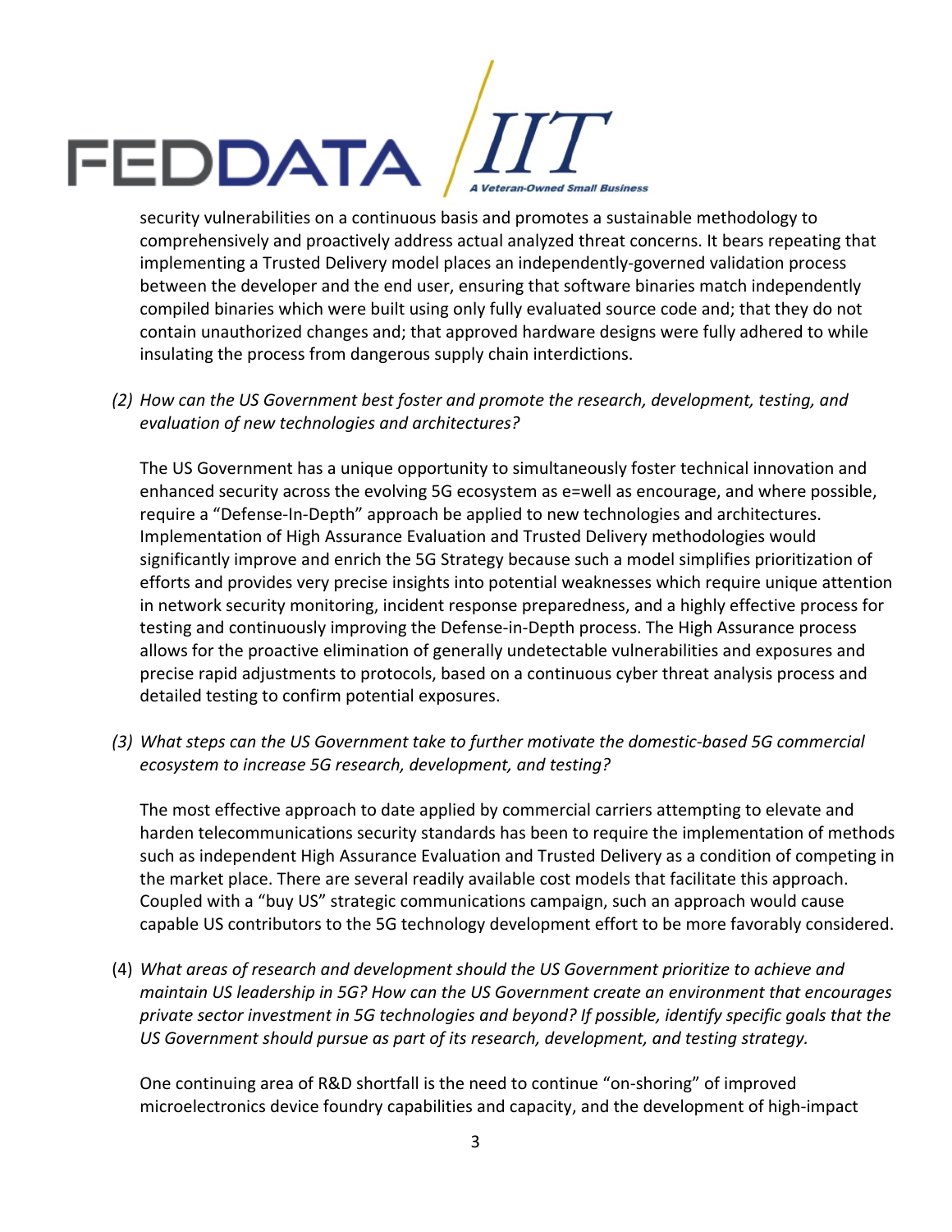security vulnerabilities on a continuous basis and promotes a sustainable methodology to comprehensively and proactively address actual analyzed threat concerns. It bears repeating that implementing a Trusted Delivery model places an independently-governed validation process between the developer and the end user, ensuring that software binaries match independently compiled binaries which were built using only fully evaluated source code and; that they do not contain unauthorized changes and; that approved hardware designs were fully adhered to while insulating the process from dangerous supply chain interdictions.

(2) *How can the US Government best foster and promote the research, development, testing, and evaluation of new technologies and architectures?*

The US Government has a unique opportunity to simultaneously foster technical innovation and enhanced security across the evolving 5G ecosystem as e=well as encourage, and where possible, require a "Defense-In-Depth" approach be applied to new technologies and architectures. Implementation of High Assurance Evaluation and Trusted Delivery methodologies would significantly improve and enrich the 5G Strategy because such a model simplifies prioritization of efforts and provides very precise insights into potential weaknesses which require unique attention in network security monitoring, incident response preparedness, and a highly effective process for testing and continuously improving the Defense-in-Depth process. The High Assurance process allows for the proactive elimination of generally undetectable vulnerabilities and exposures and precise rapid adjustments to protocols, based on a continuous cyber threat analysis process and detailed testing to confirm potential exposures.

(3) *What steps can the US Government take to further motivate the domestic-based 5G commercial ecosystem to increase 5G research, development, and testing?*

The most effective approach to date applied by commercial carriers attempting to elevate and harden telecommunications security standards has been to require the implementation of methods such as independent High Assurance Evaluation and Trusted Delivery as a condition of competing in the market place. There are several readily available cost models that facilitate this approach. Coupled with a "buy US" strategic communications campaign, such an approach would cause capable US contributors to the 5G technology development effort to be more favorably considered.

(4) *What areas of research and development should the US Government prioritize to achieve and maintain US leadership in 5G? How can the US Government create an environment that encourages private sector investment in 5G technologies and beyond? If possible, identify specific goals that the US Government should pursue as part of its research, development, and testing strategy.*

One continuing area of R&D shortfall is the need to continue "on-shoring" of improved microelectronics device foundry capabilities and capacity, and the development of high-impact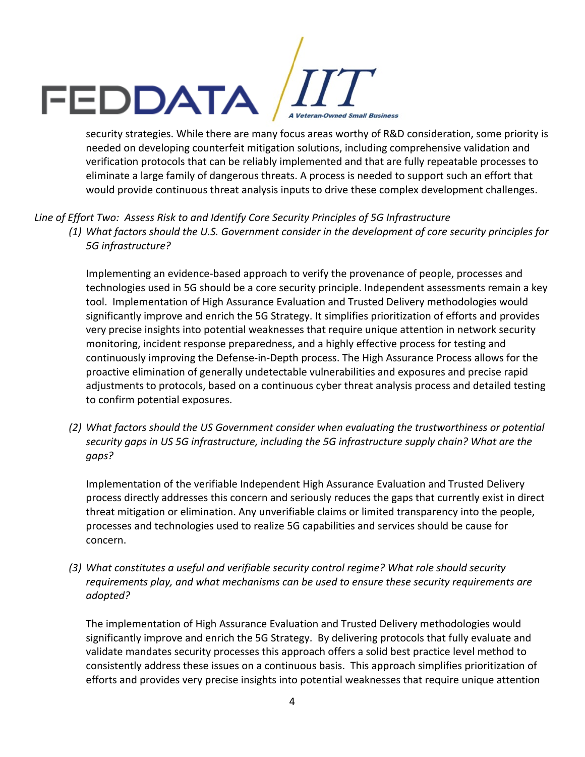security strategies. While there are many focus areas worthy of R&D consideration, some priority is needed on developing counterfeit mitigation solutions, including comprehensive validation and verification protocols that can be reliably implemented and that are fully repeatable processes to eliminate a large family of dangerous threats. A process is needed to support such an effort that would provide continuous threat analysis inputs to drive these complex development challenges.

*Line of Effort Two: Assess Risk to and Identify Core Security Principles of 5G Infrastructure*

*(1) What factors should the U.S. Government consider in the development of core security principles for 5G infrastructure?*

Implementing an evidence-based approach to verify the provenance of people, processes and technologies used in 5G should be a core security principle. Independent assessments remain a key tool. Implementation of High Assurance Evaluation and Trusted Delivery methodologies would significantly improve and enrich the 5G Strategy. It simplifies prioritization of efforts and provides very precise insights into potential weaknesses that require unique attention in network security monitoring, incident response preparedness, and a highly effective process for testing and continuously improving the Defense-in-Depth process. The High Assurance Process allows for the proactive elimination of generally undetectable vulnerabilities and exposures and precise rapid adjustments to protocols, based on a continuous cyber threat analysis process and detailed testing to confirm potential exposures.

*(2) What factors should the US Government consider when evaluating the trustworthiness or potential security gaps in US 5G infrastructure, including the 5G infrastructure supply chain? What are the gaps?*

Implementation of the verifiable Independent High Assurance Evaluation and Trusted Delivery process directly addresses this concern and seriously reduces the gaps that currently exist in direct threat mitigation or elimination. Any unverifiable claims or limited transparency into the people, processes and technologies used to realize 5G capabilities and services should be cause for concern.

*(3) What constitutes a useful and verifiable security control regime? What role should security requirements play, and what mechanisms can be used to ensure these security requirements are adopted?*

The implementation of High Assurance Evaluation and Trusted Delivery methodologies would significantly improve and enrich the 5G Strategy. By delivering protocols that fully evaluate and validate mandates security processes this approach offers a solid best practice level method to consistently address these issues on a continuous basis. This approach simplifies prioritization of efforts and provides very precise insights into potential weaknesses that require unique attention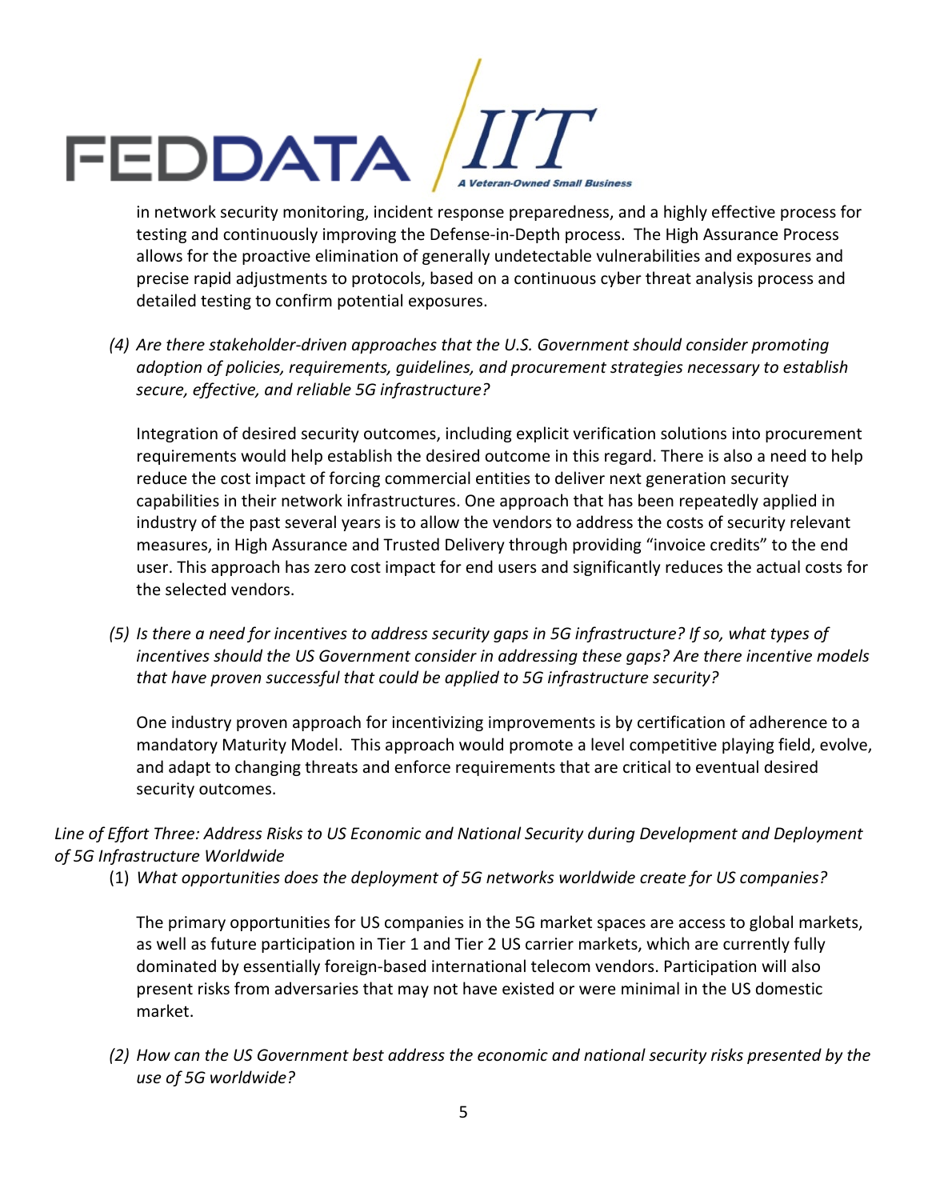in network security monitoring, incident response preparedness, and a highly effective process for testing and continuously improving the Defense-in-Depth process. The High Assurance Process allows for the proactive elimination of generally undetectable vulnerabilities and exposures and precise rapid adjustments to protocols, based on a continuous cyber threat analysis process and detailed testing to confirm potential exposures.

(4) *Are there stakeholder-driven approaches that the U.S. Government should consider promoting adoption of policies, requirements, guidelines, and procurement strategies necessary to establish secure, effective, and reliable 5G infrastructure?*

Integration of desired security outcomes, including explicit verification solutions into procurement requirements would help establish the desired outcome in this regard. There is also a need to help reduce the cost impact of forcing commercial entities to deliver next generation security capabilities in their network infrastructures. One approach that has been repeatedly applied in industry of the past several years is to allow the vendors to address the costs of security relevant measures, in High Assurance and Trusted Delivery through providing "invoice credits" to the end user. This approach has zero cost impact for end users and significantly reduces the actual costs for the selected vendors.

(5) *Is there a need for incentives to address security gaps in 5G infrastructure? If so, what types of incentives should the US Government consider in addressing these gaps? Are there incentive models that have proven successful that could be applied to 5G infrastructure security?*

One industry proven approach for incentivizing improvements is by certification of adherence to a mandatory Maturity Model. This approach would promote a level competitive playing field, evolve, and adapt to changing threats and enforce requirements that are critical to eventual desired security outcomes.

*Line of Effort Three: Address Risks to US Economic and National Security during Development and Deployment of 5G Infrastructure Worldwide*

(1) *What opportunities does the deployment of 5G networks worldwide create for US companies?*

The primary opportunities for US companies in the 5G market spaces are access to global markets, as well as future participation in Tier 1 and Tier 2 US carrier markets, which are currently fully dominated by essentially foreign-based international telecom vendors. Participation will also present risks from adversaries that may not have existed or were minimal in the US domestic market.

(2) *How can the US Government best address the economic and national security risks presented by the use of 5G worldwide?*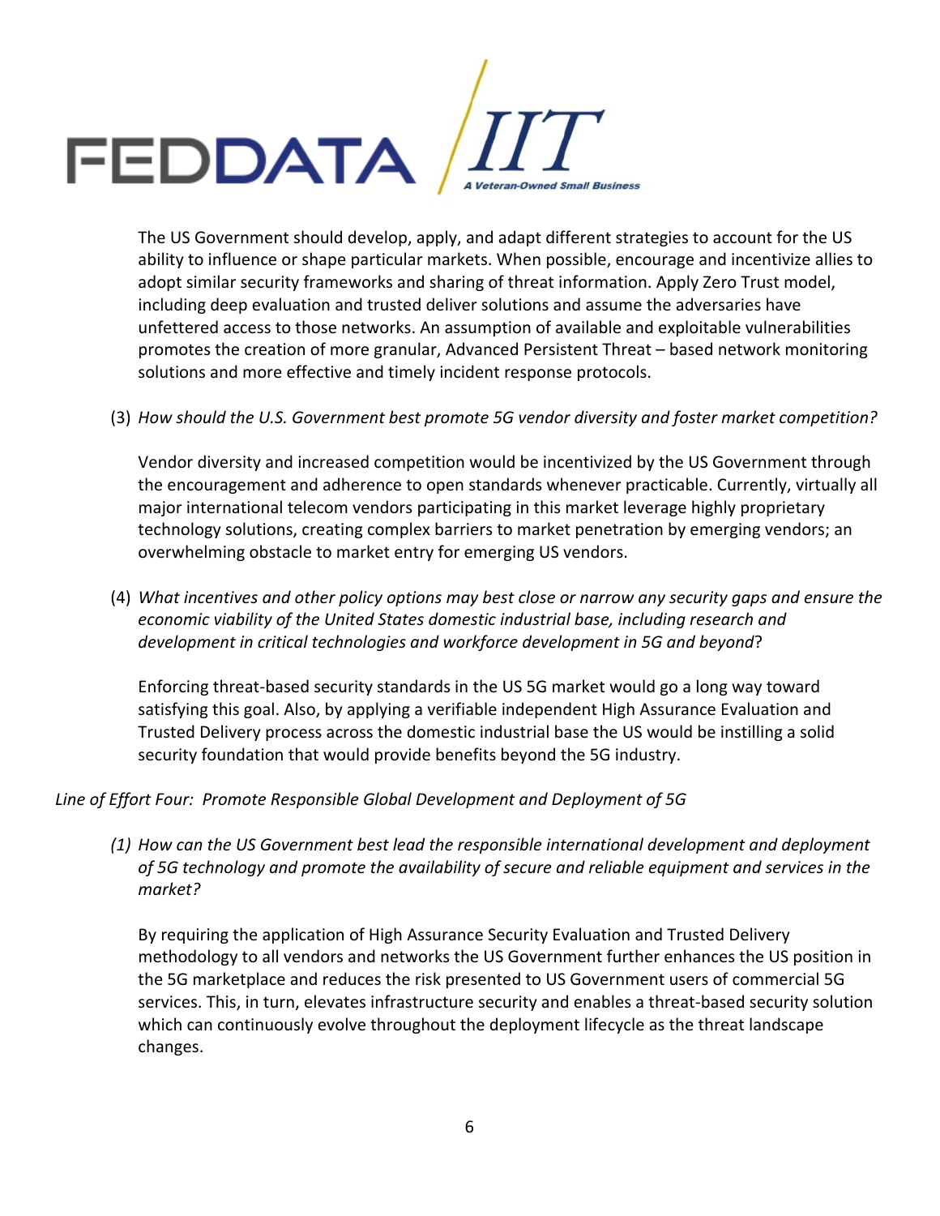The US Government should develop, apply, and adapt different strategies to account for the US ability to influence or shape particular markets. When possible, encourage and incentivize allies to adopt similar security frameworks and sharing of threat information. Apply Zero Trust model, including deep evaluation and trusted deliver solutions and assume the adversaries have unfettered access to those networks. An assumption of available and exploitable vulnerabilities promotes the creation of more granular, Advanced Persistent Threat – based network monitoring solutions and more effective and timely incident response protocols.

(3) *How should the U.S. Government best promote 5G vendor diversity and foster market competition?*

Vendor diversity and increased competition would be incentivized by the US Government through the encouragement and adherence to open standards whenever practicable. Currently, virtually all major international telecom vendors participating in this market leverage highly proprietary technology solutions, creating complex barriers to market penetration by emerging vendors; an overwhelming obstacle to market entry for emerging US vendors.

(4) *What incentives and other policy options may best close or narrow any security gaps and ensure the economic viability of the United States domestic industrial base, including research and development in critical technologies and workforce development in 5G and beyond*?

Enforcing threat-based security standards in the US 5G market would go a long way toward satisfying this goal. Also, by applying a verifiable independent High Assurance Evaluation and Trusted Delivery process across the domestic industrial base the US would be instilling a solid security foundation that would provide benefits beyond the 5G industry.

*Line of Effort Four: Promote Responsible Global Development and Deployment of 5G*

*(1) How can the US Government best lead the responsible international development and deployment of 5G technology and promote the availability of secure and reliable equipment and services in the market?*

By requiring the application of High Assurance Security Evaluation and Trusted Delivery methodology to all vendors and networks the US Government further enhances the US position in the 5G marketplace and reduces the risk presented to US Government users of commercial 5G services. This, in turn, elevates infrastructure security and enables a threat-based security solution which can continuously evolve throughout the deployment lifecycle as the threat landscape changes.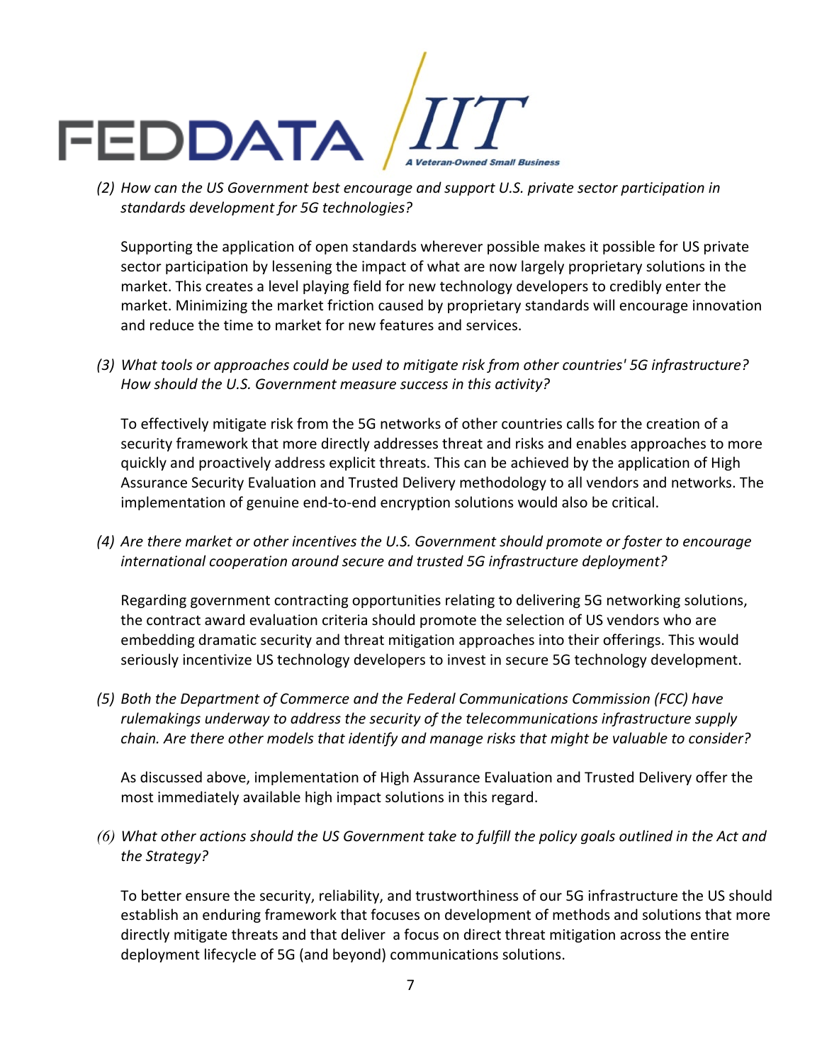*(2) How can the US Government best encourage and support U.S. private sector participation in standards development for 5G technologies?*

Supporting the application of open standards wherever possible makes it possible for US private sector participation by lessening the impact of what are now largely proprietary solutions in the market. This creates a level playing field for new technology developers to credibly enter the market. Minimizing the market friction caused by proprietary standards will encourage innovation and reduce the time to market for new features and services.

*(3) What tools or approaches could be used to mitigate risk from other countries' 5G infrastructure? How should the U.S. Government measure success in this activity?*

To effectively mitigate risk from the 5G networks of other countries calls for the creation of a security framework that more directly addresses threat and risks and enables approaches to more quickly and proactively address explicit threats. This can be achieved by the application of High Assurance Security Evaluation and Trusted Delivery methodology to all vendors and networks. The implementation of genuine end-to-end encryption solutions would also be critical.

*(4) Are there market or other incentives the U.S. Government should promote or foster to encourage international cooperation around secure and trusted 5G infrastructure deployment?*

Regarding government contracting opportunities relating to delivering 5G networking solutions, the contract award evaluation criteria should promote the selection of US vendors who are embedding dramatic security and threat mitigation approaches into their offerings. This would seriously incentivize US technology developers to invest in secure 5G technology development.

*(5) Both the Department of Commerce and the Federal Communications Commission (FCC) have rulemakings underway to address the security of the telecommunications infrastructure supply chain. Are there other models that identify and manage risks that might be valuable to consider?*

As discussed above, implementation of High Assurance Evaluation and Trusted Delivery offer the most immediately available high impact solutions in this regard.

*(6) What other actions should the US Government take to fulfill the policy goals outlined in the Act and the Strategy?*

To better ensure the security, reliability, and trustworthiness of our 5G infrastructure the US should establish an enduring framework that focuses on development of methods and solutions that more directly mitigate threats and that deliver a focus on direct threat mitigation across the entire deployment lifecycle of 5G (and beyond) communications solutions.